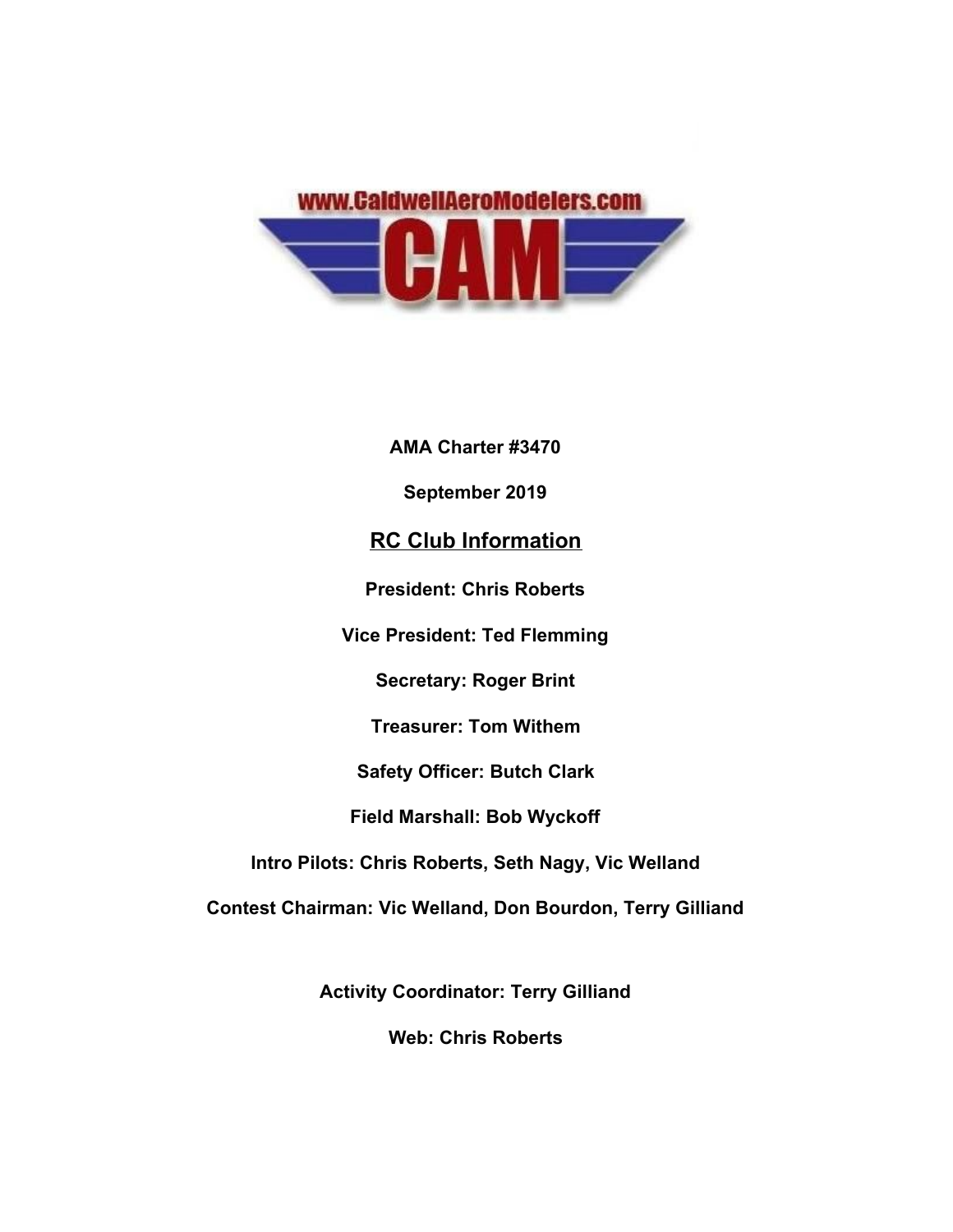www.CaldwellAeroModelers.com

CAM

**AMA Charter #3470**

**September 2019**

## RC Club Information

**President: Chris Roberts**

**Vice President: Ted Flemming**

**Secretary: Roger Brint**

**Treasurer: Tom Withem**

**Safety Officer: Butch Clark**

**Field Marshall: Bob Wyckoff**

**Intro Pilots: Chris Roberts, Seth Nagy, Vic Welland**

**Contest Chairman: Vic Welland, Don Bourdon, Terry Gilliand**

**Activity Coordinator: Terry Gilliand**

**Web: Chris Roberts**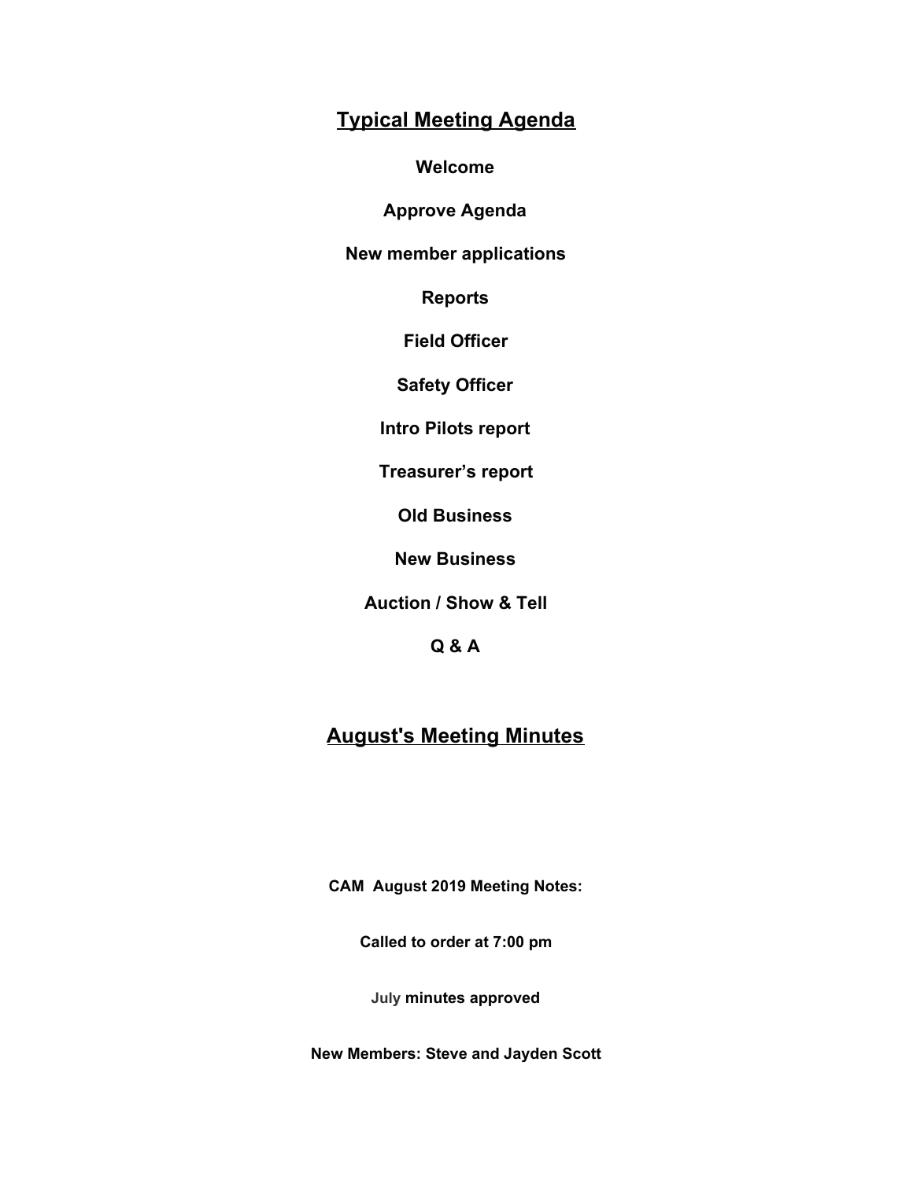## Typical Meeting Agenda

**Welcome**

**Approve Agenda**

**New member applications**

**Reports**

**Field Officer**

**Safety Officer**

**Intro Pilots report**

**Treasurer's report**

**Old Business**

**New Business**

**Auction / Show & Tell**

**Q & A**

## August's Meeting Minutes

**CAM August 2019 Meeting Notes:**

**Called to order at 7:00 pm**

**July minutes approved**

**New Members: Steve and Jayden Scott**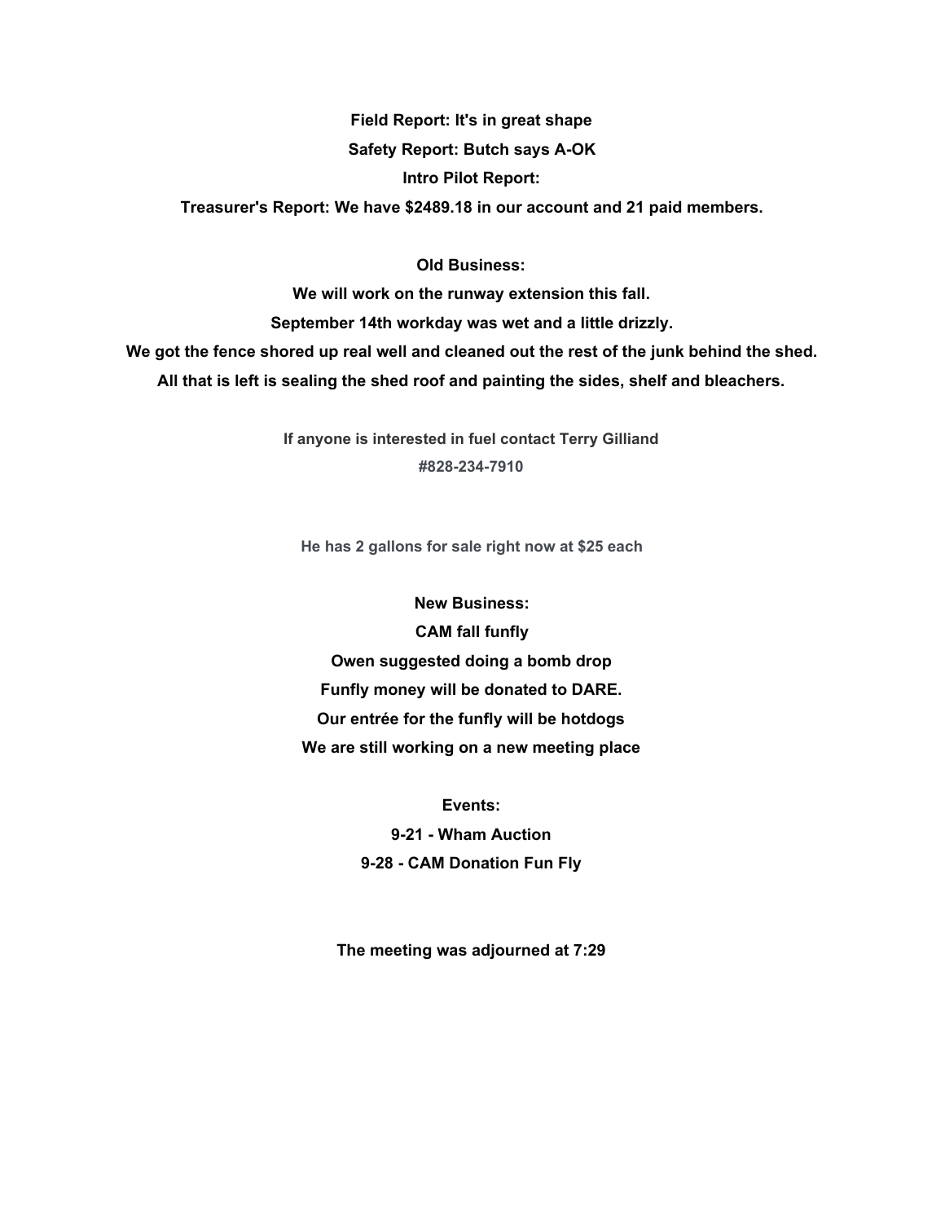**Field Report: It's in great shape**

**Safety Report: Butch says A-OK**

**Intro Pilot Report:**

**Treasurer's Report: We have $2489.18 in our account and 21 paid members.**

**Old Business:**

**We will work on the runway extension this fall.**

**September 14th workday was wet and a little drizzly.**

**We got the fence shored up real well and cleaned out the rest of the junk behind the shed.**

**All that is left is sealing the shed roof and painting the sides, shelf and bleachers.**

**If anyone is interested in fuel contact Terry Gilliand**

**#828-234-7910**

**He has 2 gallons for sale right now at $25 each**

**New Business:**

**CAM fall funfly**

**Owen suggested doing a bomb drop**

**Funfly money will be donated to DARE.**

**Our entrée for the funfly will be hotdogs**

**We are still working on a new meeting place**

**Events:**

**9-21 - Wham Auction**

**9-28 - CAM Donation Fun Fly**

**The meeting was adjourned at 7:29**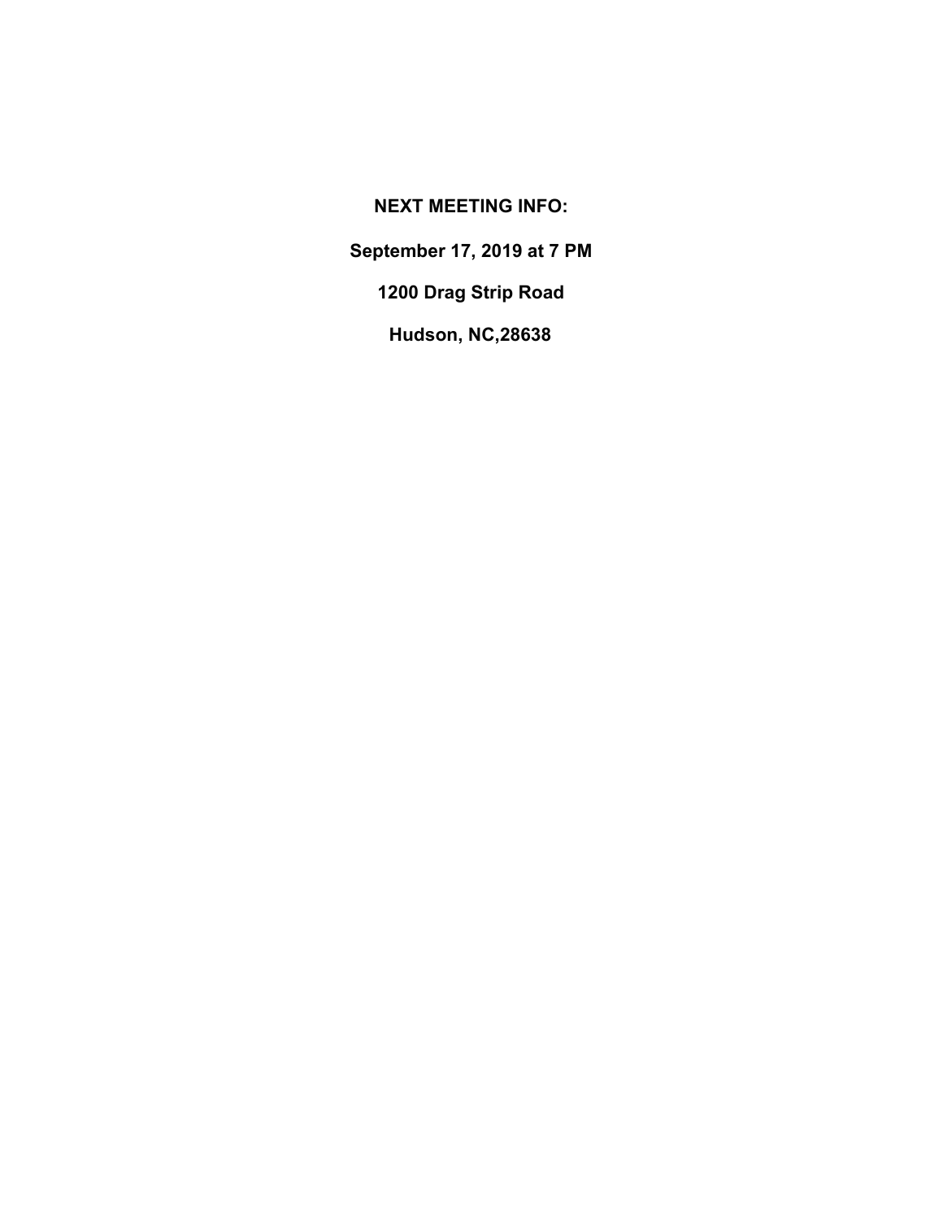**NEXT MEETING INFO:**

**September 17, 2019 at 7 PM**

**1200 Drag Strip Road**

**Hudson, NC,28638**